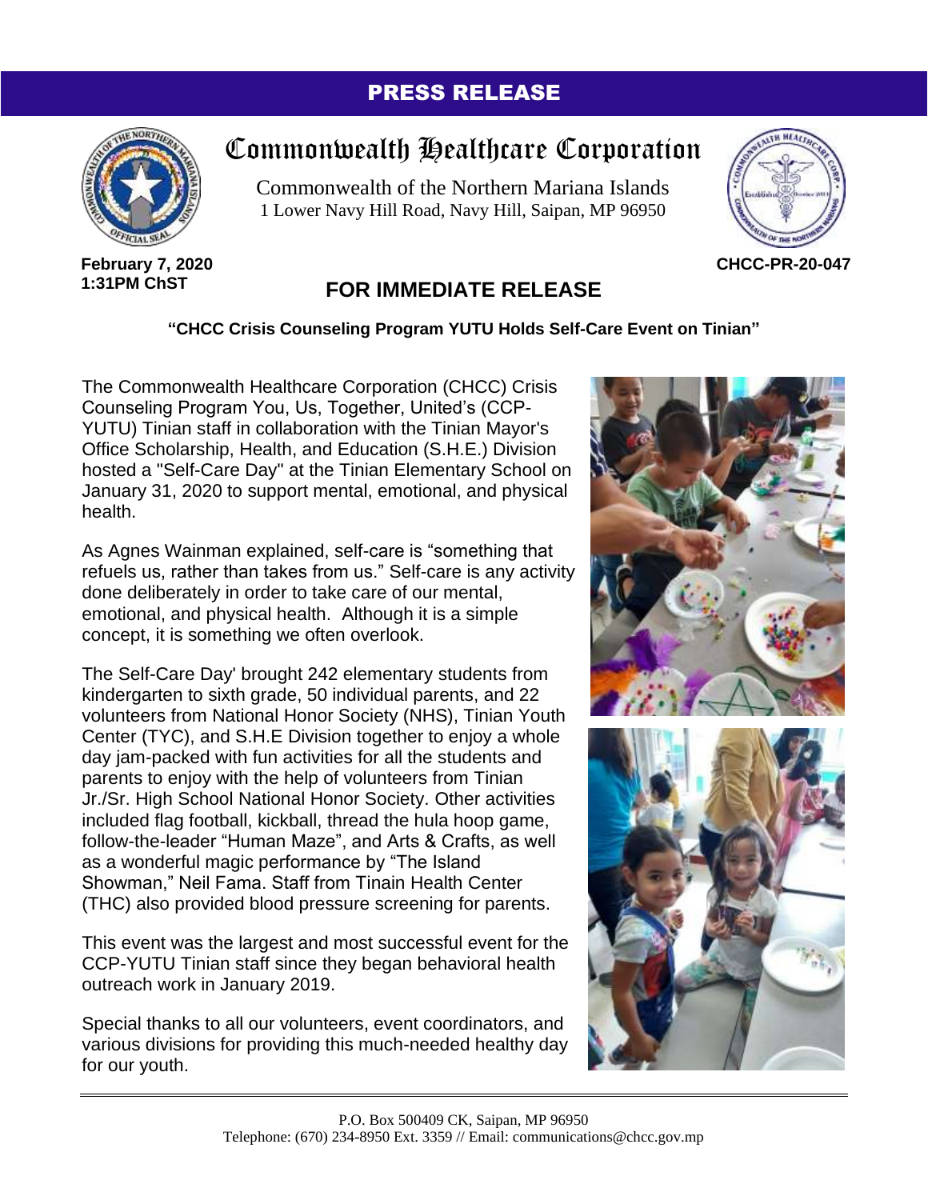# PRESS RELEASE

## Commonwealth Healthcare Corporation

Commonwealth of the Northern Mariana Islands
1 Lower Navy Hill Road, Navy Hill, Saipan, MP 96950

**February 7, 2020**
**1:31PM ChST**

**CHCC-PR-20-047**

## FOR IMMEDIATE RELEASE

**"CHCC Crisis Counseling Program YUTU Holds Self-Care Event on Tinian"**

The Commonwealth Healthcare Corporation (CHCC) Crisis Counseling Program You, Us, Together, United's (CCP-YUTU) Tinian staff in collaboration with the Tinian Mayor's Office Scholarship, Health, and Education (S.H.E.) Division hosted a "Self-Care Day" at the Tinian Elementary School on January 31, 2020 to support mental, emotional, and physical health.

As Agnes Wainman explained, self-care is "something that refuels us, rather than takes from us." Self-care is any activity done deliberately in order to take care of our mental, emotional, and physical health. Although it is a simple concept, it is something we often overlook.

The Self-Care Day' brought 242 elementary students from kindergarten to sixth grade, 50 individual parents, and 22 volunteers from National Honor Society (NHS), Tinian Youth Center (TYC), and S.H.E Division together to enjoy a whole day jam-packed with fun activities for all the students and parents to enjoy with the help of volunteers from Tinian Jr./Sr. High School National Honor Society. Other activities included flag football, kickball, thread the hula hoop game, follow-the-leader "Human Maze", and Arts & Crafts, as well as a wonderful magic performance by "The Island Showman," Neil Fama. Staff from Tinain Health Center (THC) also provided blood pressure screening for parents.

This event was the largest and most successful event for the CCP-YUTU Tinian staff since they began behavioral health outreach work in January 2019.

Special thanks to all our volunteers, event coordinators, and various divisions for providing this much-needed healthy day for our youth.

P.O. Box 500409 CK, Saipan, MP 96950
Telephone: (670) 234-8950 Ext. 3359 // Email: communications@chcc.gov.mp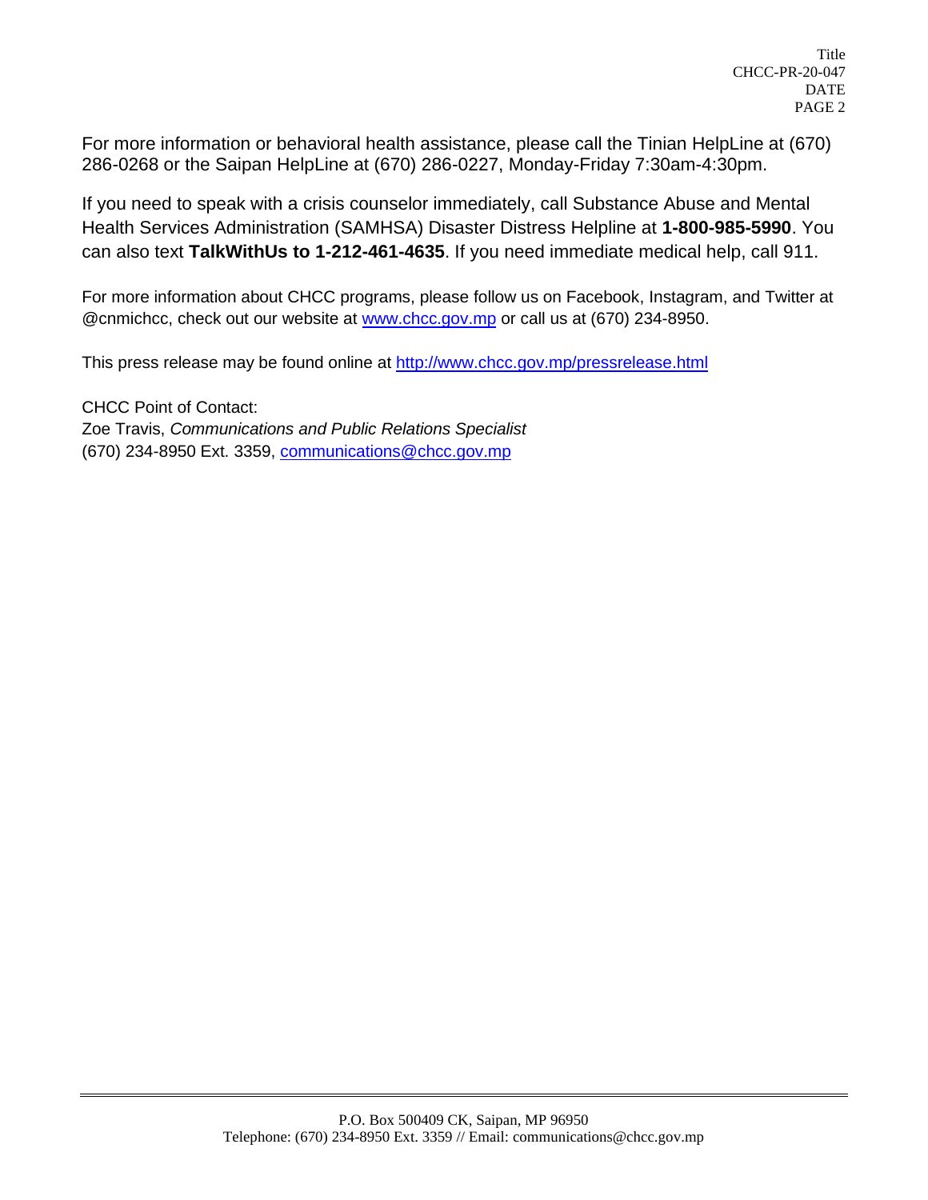For more information or behavioral health assistance, please call the Tinian HelpLine at (670) 286-0268 or the Saipan HelpLine at (670) 286-0227, Monday-Friday 7:30am-4:30pm.

If you need to speak with a crisis counselor immediately, call Substance Abuse and Mental Health Services Administration (SAMHSA) Disaster Distress Helpline at **1-800-985-5990**. You can also text **TalkWithUs to 1-212-461-4635**. If you need immediate medical help, call 911.

For more information about CHCC programs, please follow us on Facebook, Instagram, and Twitter at @cnmichcc, check out our website at www.chcc.gov.mp or call us at (670) 234-8950.

This press release may be found online at http://www.chcc.gov.mp/pressrelease.html

CHCC Point of Contact:
Zoe Travis, *Communications and Public Relations Specialist*
(670) 234-8950 Ext. 3359, communications@chcc.gov.mp